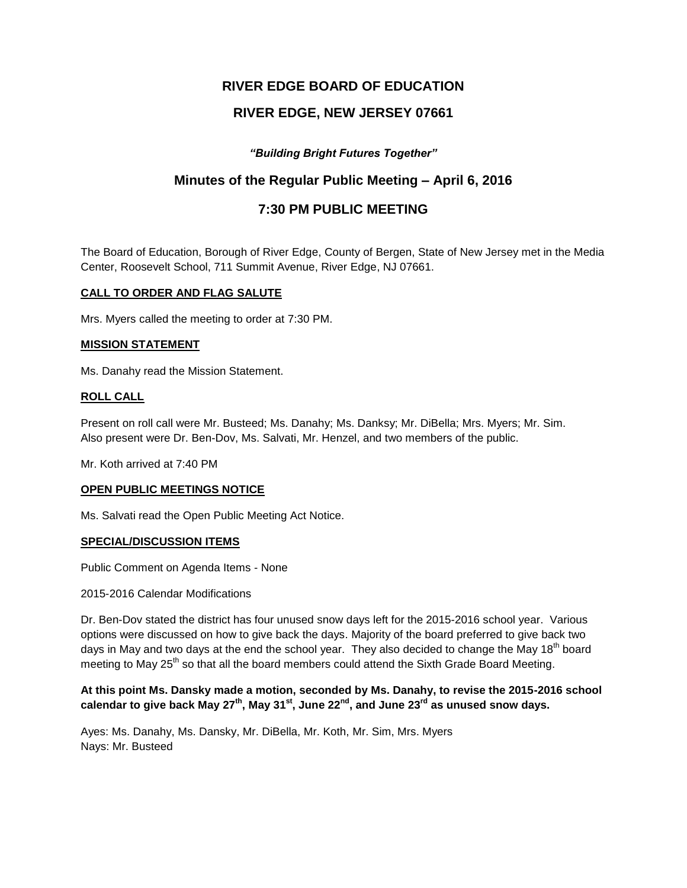# RIVER EDGE BOARD OF EDUCATION

# RIVER EDGE, NEW JERSEY 07661

***"Building Bright Futures Together"***

## Minutes of the Regular Public Meeting – April 6, 2016

## 7:30 PM PUBLIC MEETING

The Board of Education, Borough of River Edge, County of Bergen, State of New Jersey met in the Media Center, Roosevelt School, 711 Summit Avenue, River Edge, NJ 07661.

**CALL TO ORDER AND FLAG SALUTE**

Mrs. Myers called the meeting to order at 7:30 PM.

**MISSION STATEMENT**

Ms. Danahy read the Mission Statement.

**ROLL CALL**

Present on roll call were Mr. Busteed; Ms. Danahy; Ms. Danksy; Mr. DiBella; Mrs. Myers; Mr. Sim.
Also present were Dr. Ben-Dov, Ms. Salvati, Mr. Henzel, and two members of the public.

Mr. Koth arrived at 7:40 PM

**OPEN PUBLIC MEETINGS NOTICE**

Ms. Salvati read the Open Public Meeting Act Notice.

**SPECIAL/DISCUSSION ITEMS**

Public Comment on Agenda Items - None

2015-2016 Calendar Modifications

Dr. Ben-Dov stated the district has four unused snow days left for the 2015-2016 school year. Various options were discussed on how to give back the days. Majority of the board preferred to give back two days in May and two days at the end the school year. They also decided to change the May 18th board meeting to May 25th so that all the board members could attend the Sixth Grade Board Meeting.

**At this point Ms. Dansky made a motion, seconded by Ms. Danahy, to revise the 2015-2016 school calendar to give back May 27th, May 31st, June 22nd, and June 23rd as unused snow days.**

Ayes: Ms. Danahy, Ms. Dansky, Mr. DiBella, Mr. Koth, Mr. Sim, Mrs. Myers
Nays: Mr. Busteed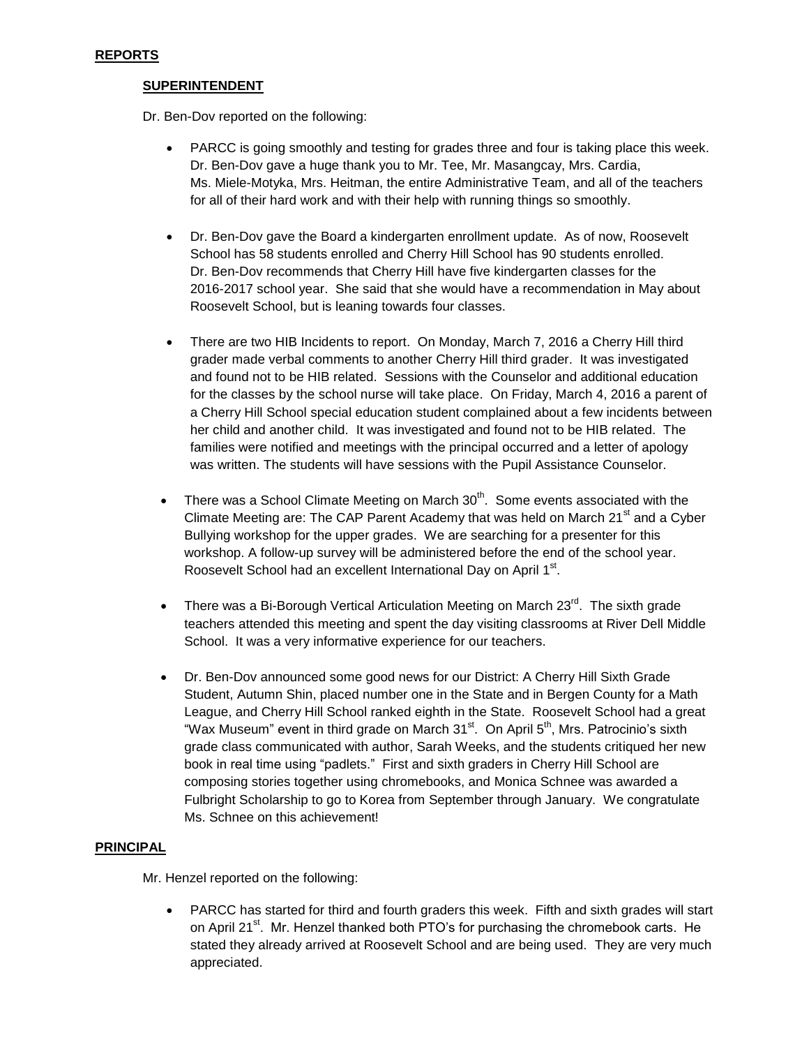## REPORTS

### SUPERINTENDENT

Dr. Ben-Dov reported on the following:

- PARCC is going smoothly and testing for grades three and four is taking place this week. Dr. Ben-Dov gave a huge thank you to Mr. Tee, Mr. Masangcay, Mrs. Cardia, Ms. Miele-Motyka, Mrs. Heitman, the entire Administrative Team, and all of the teachers for all of their hard work and with their help with running things so smoothly.

- Dr. Ben-Dov gave the Board a kindergarten enrollment update. As of now, Roosevelt School has 58 students enrolled and Cherry Hill School has 90 students enrolled. Dr. Ben-Dov recommends that Cherry Hill have five kindergarten classes for the 2016-2017 school year. She said that she would have a recommendation in May about Roosevelt School, but is leaning towards four classes.

- There are two HIB Incidents to report. On Monday, March 7, 2016 a Cherry Hill third grader made verbal comments to another Cherry Hill third grader. It was investigated and found not to be HIB related. Sessions with the Counselor and additional education for the classes by the school nurse will take place. On Friday, March 4, 2016 a parent of a Cherry Hill School special education student complained about a few incidents between her child and another child. It was investigated and found not to be HIB related. The families were notified and meetings with the principal occurred and a letter of apology was written. The students will have sessions with the Pupil Assistance Counselor.

- There was a School Climate Meeting on March 30th. Some events associated with the Climate Meeting are: The CAP Parent Academy that was held on March 21st and a Cyber Bullying workshop for the upper grades. We are searching for a presenter for this workshop. A follow-up survey will be administered before the end of the school year. Roosevelt School had an excellent International Day on April 1st.

- There was a Bi-Borough Vertical Articulation Meeting on March 23rd. The sixth grade teachers attended this meeting and spent the day visiting classrooms at River Dell Middle School. It was a very informative experience for our teachers.

- Dr. Ben-Dov announced some good news for our District: A Cherry Hill Sixth Grade Student, Autumn Shin, placed number one in the State and in Bergen County for a Math League, and Cherry Hill School ranked eighth in the State. Roosevelt School had a great "Wax Museum" event in third grade on March 31st. On April 5th, Mrs. Patrocinio's sixth grade class communicated with author, Sarah Weeks, and the students critiqued her new book in real time using "padlets." First and sixth graders in Cherry Hill School are composing stories together using chromebooks, and Monica Schnee was awarded a Fulbright Scholarship to go to Korea from September through January. We congratulate Ms. Schnee on this achievement!

### PRINCIPAL

Mr. Henzel reported on the following:

- PARCC has started for third and fourth graders this week. Fifth and sixth grades will start on April 21st. Mr. Henzel thanked both PTO's for purchasing the chromebook carts. He stated they already arrived at Roosevelt School and are being used. They are very much appreciated.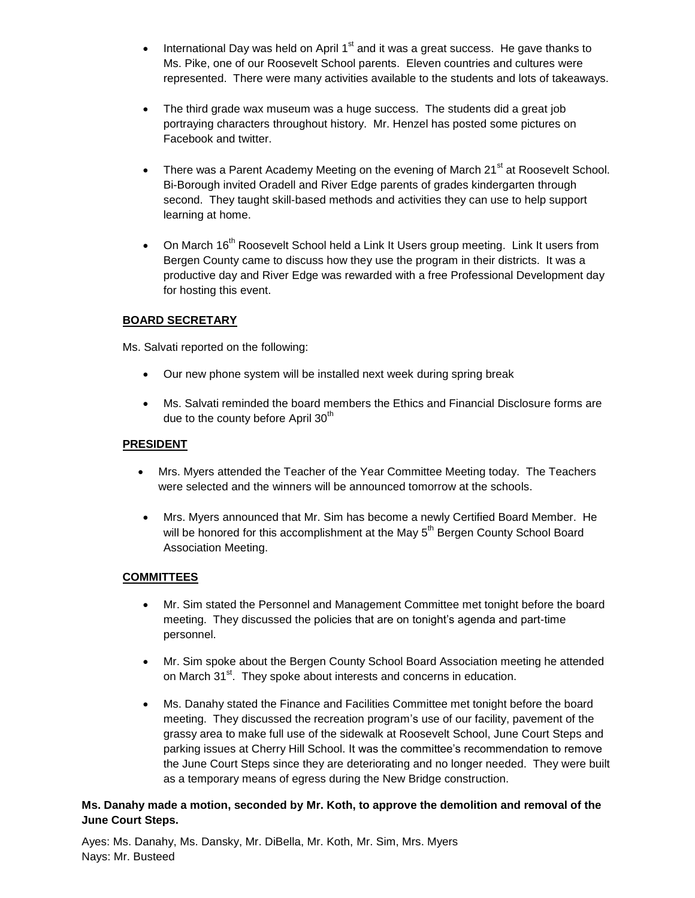- International Day was held on April 1st and it was a great success. He gave thanks to Ms. Pike, one of our Roosevelt School parents. Eleven countries and cultures were represented. There were many activities available to the students and lots of takeaways.

- The third grade wax museum was a huge success. The students did a great job portraying characters throughout history. Mr. Henzel has posted some pictures on Facebook and twitter.

- There was a Parent Academy Meeting on the evening of March 21st at Roosevelt School. Bi-Borough invited Oradell and River Edge parents of grades kindergarten through second. They taught skill-based methods and activities they can use to help support learning at home.

- On March 16th Roosevelt School held a Link It Users group meeting. Link It users from Bergen County came to discuss how they use the program in their districts. It was a productive day and River Edge was rewarded with a free Professional Development day for hosting this event.

**BOARD SECRETARY**

Ms. Salvati reported on the following:

- Our new phone system will be installed next week during spring break

- Ms. Salvati reminded the board members the Ethics and Financial Disclosure forms are due to the county before April 30th

**PRESIDENT**

- Mrs. Myers attended the Teacher of the Year Committee Meeting today. The Teachers were selected and the winners will be announced tomorrow at the schools.

- Mrs. Myers announced that Mr. Sim has become a newly Certified Board Member. He will be honored for this accomplishment at the May 5th Bergen County School Board Association Meeting.

**COMMITTEES**

- Mr. Sim stated the Personnel and Management Committee met tonight before the board meeting. They discussed the policies that are on tonight's agenda and part-time personnel.

- Mr. Sim spoke about the Bergen County School Board Association meeting he attended on March 31st. They spoke about interests and concerns in education.

- Ms. Danahy stated the Finance and Facilities Committee met tonight before the board meeting. They discussed the recreation program's use of our facility, pavement of the grassy area to make full use of the sidewalk at Roosevelt School, June Court Steps and parking issues at Cherry Hill School. It was the committee's recommendation to remove the June Court Steps since they are deteriorating and no longer needed. They were built as a temporary means of egress during the New Bridge construction.

**Ms. Danahy made a motion, seconded by Mr. Koth, to approve the demolition and removal of the June Court Steps.**

Ayes: Ms. Danahy, Ms. Dansky, Mr. DiBella, Mr. Koth, Mr. Sim, Mrs. Myers
Nays: Mr. Busteed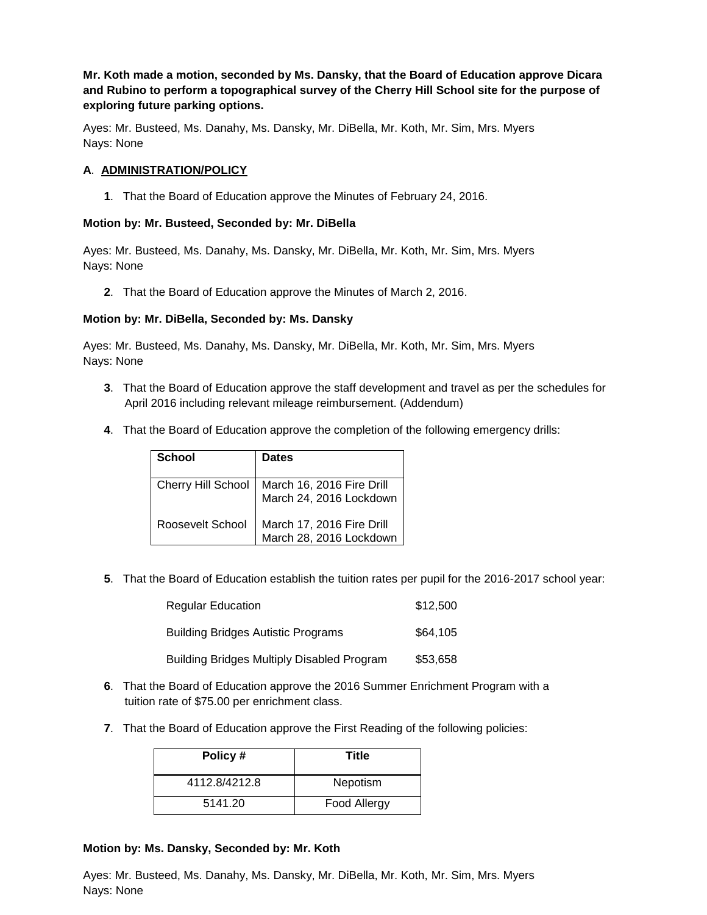**Mr. Koth made a motion, seconded by Ms. Dansky, that the Board of Education approve Dicara and Rubino to perform a topographical survey of the Cherry Hill School site for the purpose of exploring future parking options.**

Ayes: Mr. Busteed, Ms. Danahy, Ms. Dansky, Mr. DiBella, Mr. Koth, Mr. Sim, Mrs. Myers
Nays: None

**A**. **ADMINISTRATION/POLICY**

**1**. That the Board of Education approve the Minutes of February 24, 2016.

**Motion by: Mr. Busteed, Seconded by: Mr. DiBella**

Ayes: Mr. Busteed, Ms. Danahy, Ms. Dansky, Mr. DiBella, Mr. Koth, Mr. Sim, Mrs. Myers
Nays: None

**2**. That the Board of Education approve the Minutes of March 2, 2016.

**Motion by: Mr. DiBella, Seconded by: Ms. Dansky**

Ayes: Mr. Busteed, Ms. Danahy, Ms. Dansky, Mr. DiBella, Mr. Koth, Mr. Sim, Mrs. Myers
Nays: None

**3**. That the Board of Education approve the staff development and travel as per the schedules for April 2016 including relevant mileage reimbursement. (Addendum)

**4**. That the Board of Education approve the completion of the following emergency drills:

| School | Dates |
|---|---|
| Cherry Hill School | March 16, 2016 Fire Drill<br>March 24, 2016 Lockdown |
| Roosevelt School | March 17, 2016 Fire Drill<br>March 28, 2016 Lockdown |

**5**. That the Board of Education establish the tuition rates per pupil for the 2016-2017 school year:

| | |
|---|---|
| Regular Education | $12,500 |
| Building Bridges Autistic Programs | $64,105 |
| Building Bridges Multiply Disabled Program | $53,658 |

**6**. That the Board of Education approve the 2016 Summer Enrichment Program with a tuition rate of $75.00 per enrichment class.

**7**. That the Board of Education approve the First Reading of the following policies:

| Policy # | Title |
|---|---|
| 4112.8/4212.8 | Nepotism |
| 5141.20 | Food Allergy |

**Motion by: Ms. Dansky, Seconded by: Mr. Koth**

Ayes: Mr. Busteed, Ms. Danahy, Ms. Dansky, Mr. DiBella, Mr. Koth, Mr. Sim, Mrs. Myers
Nays: None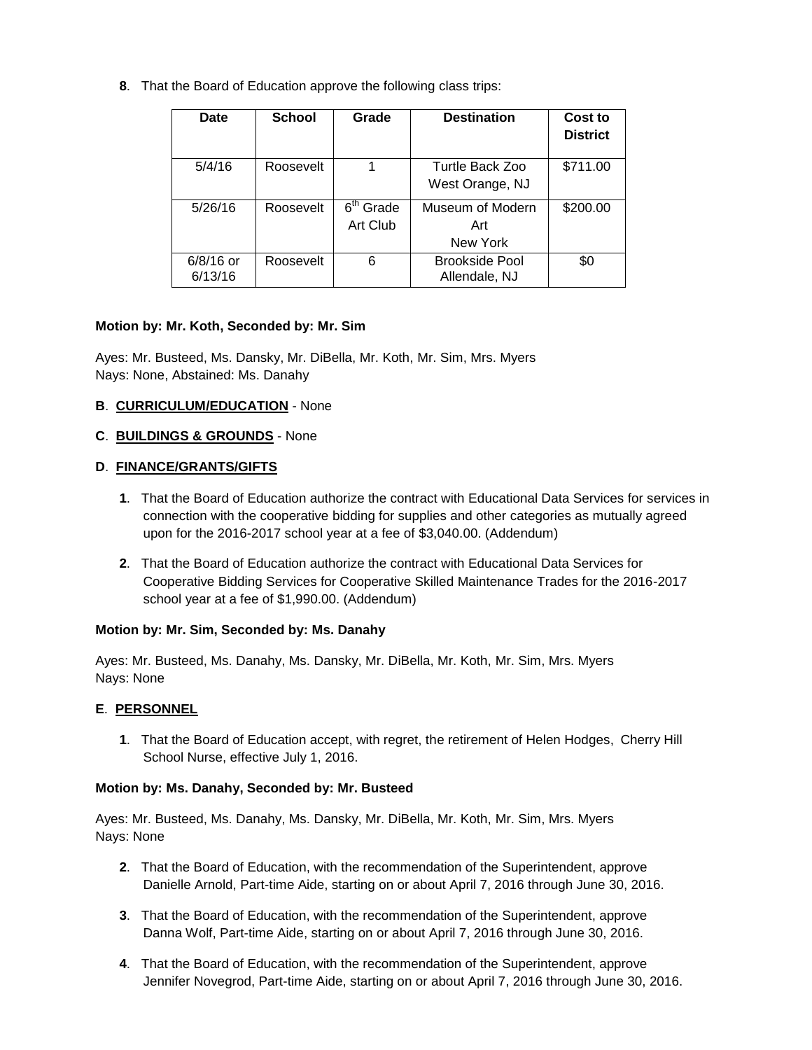**8**. That the Board of Education approve the following class trips:

| Date | School | Grade | Destination | Cost to District |
|---|---|---|---|---|
| 5/4/16 | Roosevelt | 1 | Turtle Back Zoo West Orange, NJ | \$711.00 |
| 5/26/16 | Roosevelt | $6^{th}$ Grade Art Club | Museum of Modern Art New York | \$200.00 |
| 6/8/16 or 6/13/16 | Roosevelt | 6 | Brookside Pool Allendale, NJ | \$0 |

**Motion by: Mr. Koth, Seconded by: Mr. Sim**

Ayes: Mr. Busteed, Ms. Dansky, Mr. DiBella, Mr. Koth, Mr. Sim, Mrs. Myers
Nays: None, Abstained: Ms. Danahy

**B**. **CURRICULUM/EDUCATION** - None

**C**. **BUILDINGS & GROUNDS** - None

**D**. **FINANCE/GRANTS/GIFTS**

**1**. That the Board of Education authorize the contract with Educational Data Services for services in connection with the cooperative bidding for supplies and other categories as mutually agreed upon for the 2016-2017 school year at a fee of \$3,040.00. (Addendum)

**2**. That the Board of Education authorize the contract with Educational Data Services for Cooperative Bidding Services for Cooperative Skilled Maintenance Trades for the 2016-2017 school year at a fee of \$1,990.00. (Addendum)

**Motion by: Mr. Sim, Seconded by: Ms. Danahy**

Ayes: Mr. Busteed, Ms. Danahy, Ms. Dansky, Mr. DiBella, Mr. Koth, Mr. Sim, Mrs. Myers
Nays: None

**E**. **PERSONNEL**

**1**. That the Board of Education accept, with regret, the retirement of Helen Hodges, Cherry Hill School Nurse, effective July 1, 2016.

**Motion by: Ms. Danahy, Seconded by: Mr. Busteed**

Ayes: Mr. Busteed, Ms. Danahy, Ms. Dansky, Mr. DiBella, Mr. Koth, Mr. Sim, Mrs. Myers
Nays: None

**2**. That the Board of Education, with the recommendation of the Superintendent, approve Danielle Arnold, Part-time Aide, starting on or about April 7, 2016 through June 30, 2016.

**3**. That the Board of Education, with the recommendation of the Superintendent, approve Danna Wolf, Part-time Aide, starting on or about April 7, 2016 through June 30, 2016.

**4**. That the Board of Education, with the recommendation of the Superintendent, approve Jennifer Novegrod, Part-time Aide, starting on or about April 7, 2016 through June 30, 2016.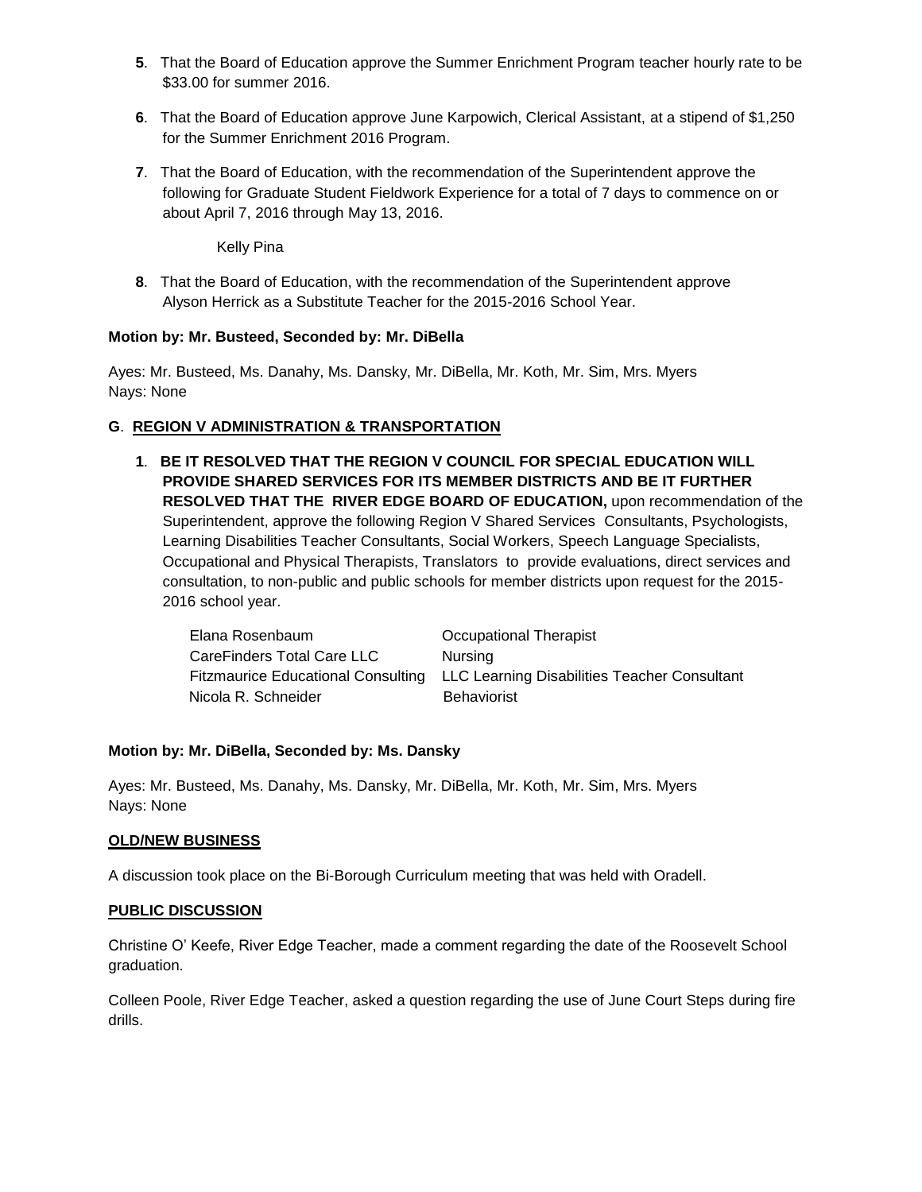**5**. That the Board of Education approve the Summer Enrichment Program teacher hourly rate to be $33.00 for summer 2016.

**6**. That the Board of Education approve June Karpowich, Clerical Assistant, at a stipend of $1,250 for the Summer Enrichment 2016 Program.

**7**. That the Board of Education, with the recommendation of the Superintendent approve the following for Graduate Student Fieldwork Experience for a total of 7 days to commence on or about April 7, 2016 through May 13, 2016.

Kelly Pina

**8**. That the Board of Education, with the recommendation of the Superintendent approve Alyson Herrick as a Substitute Teacher for the 2015-2016 School Year.

**Motion by: Mr. Busteed, Seconded by: Mr. DiBella**

Ayes: Mr. Busteed, Ms. Danahy, Ms. Dansky, Mr. DiBella, Mr. Koth, Mr. Sim, Mrs. Myers
Nays: None

**G**. **REGION V ADMINISTRATION & TRANSPORTATION**

**1**. **BE IT RESOLVED THAT THE REGION V COUNCIL FOR SPECIAL EDUCATION WILL PROVIDE SHARED SERVICES FOR ITS MEMBER DISTRICTS AND BE IT FURTHER RESOLVED THAT THE RIVER EDGE BOARD OF EDUCATION,** upon recommendation of the Superintendent, approve the following Region V Shared Services Consultants, Psychologists, Learning Disabilities Teacher Consultants, Social Workers, Speech Language Specialists, Occupational and Physical Therapists, Translators to provide evaluations, direct services and consultation, to non-public and public schools for member districts upon request for the 2015-2016 school year.

| | |
|---|---|
| Elana Rosenbaum | Occupational Therapist |
| CareFinders Total Care LLC | Nursing |
| Fitzmaurice Educational Consulting | LLC Learning Disabilities Teacher Consultant |
| Nicola R. Schneider | Behaviorist |

**Motion by: Mr. DiBella, Seconded by: Ms. Dansky**

Ayes: Mr. Busteed, Ms. Danahy, Ms. Dansky, Mr. DiBella, Mr. Koth, Mr. Sim, Mrs. Myers
Nays: None

**OLD/NEW BUSINESS**

A discussion took place on the Bi-Borough Curriculum meeting that was held with Oradell.

**PUBLIC DISCUSSION**

Christine O' Keefe, River Edge Teacher, made a comment regarding the date of the Roosevelt School graduation.

Colleen Poole, River Edge Teacher, asked a question regarding the use of June Court Steps during fire drills.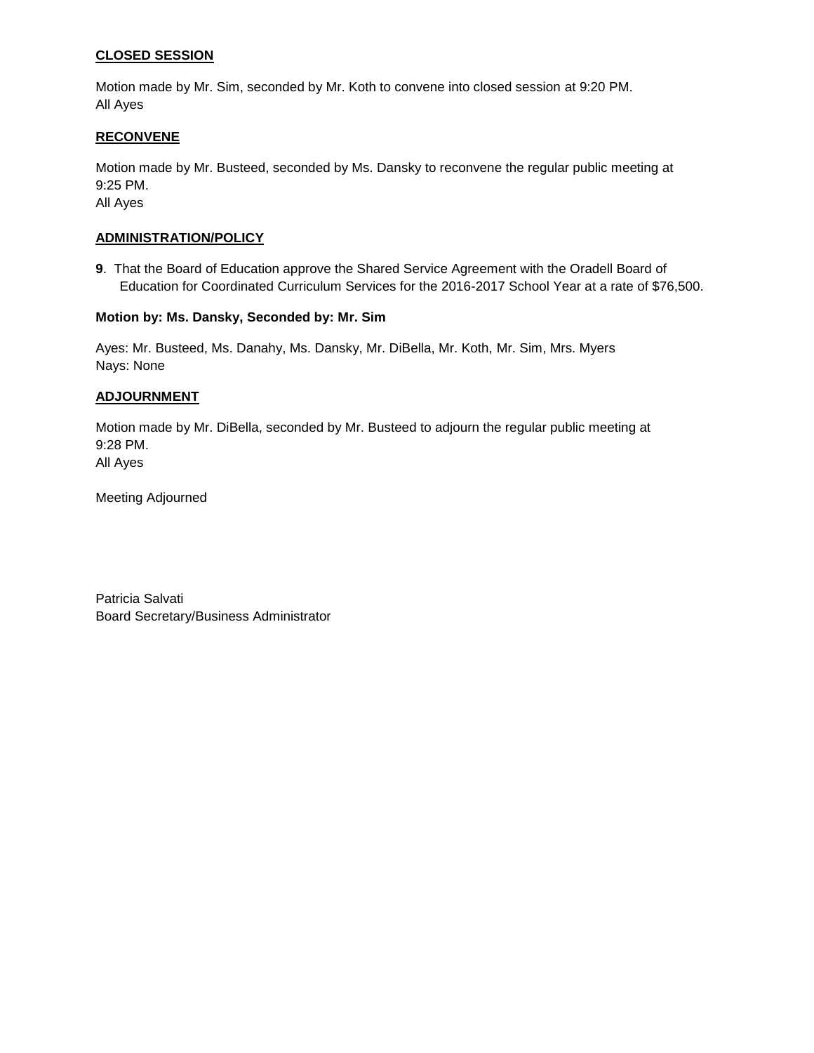## CLOSED SESSION

Motion made by Mr. Sim, seconded by Mr. Koth to convene into closed session at 9:20 PM.
All Ayes

## RECONVENE

Motion made by Mr. Busteed, seconded by Ms. Dansky to reconvene the regular public meeting at 9:25 PM.
All Ayes

## ADMINISTRATION/POLICY

**9**. That the Board of Education approve the Shared Service Agreement with the Oradell Board of Education for Coordinated Curriculum Services for the 2016-2017 School Year at a rate of $76,500.

**Motion by: Ms. Dansky, Seconded by: Mr. Sim**

Ayes: Mr. Busteed, Ms. Danahy, Ms. Dansky, Mr. DiBella, Mr. Koth, Mr. Sim, Mrs. Myers
Nays: None

## ADJOURNMENT

Motion made by Mr. DiBella, seconded by Mr. Busteed to adjourn the regular public meeting at 9:28 PM.
All Ayes

Meeting Adjourned

Patricia Salvati
Board Secretary/Business Administrator